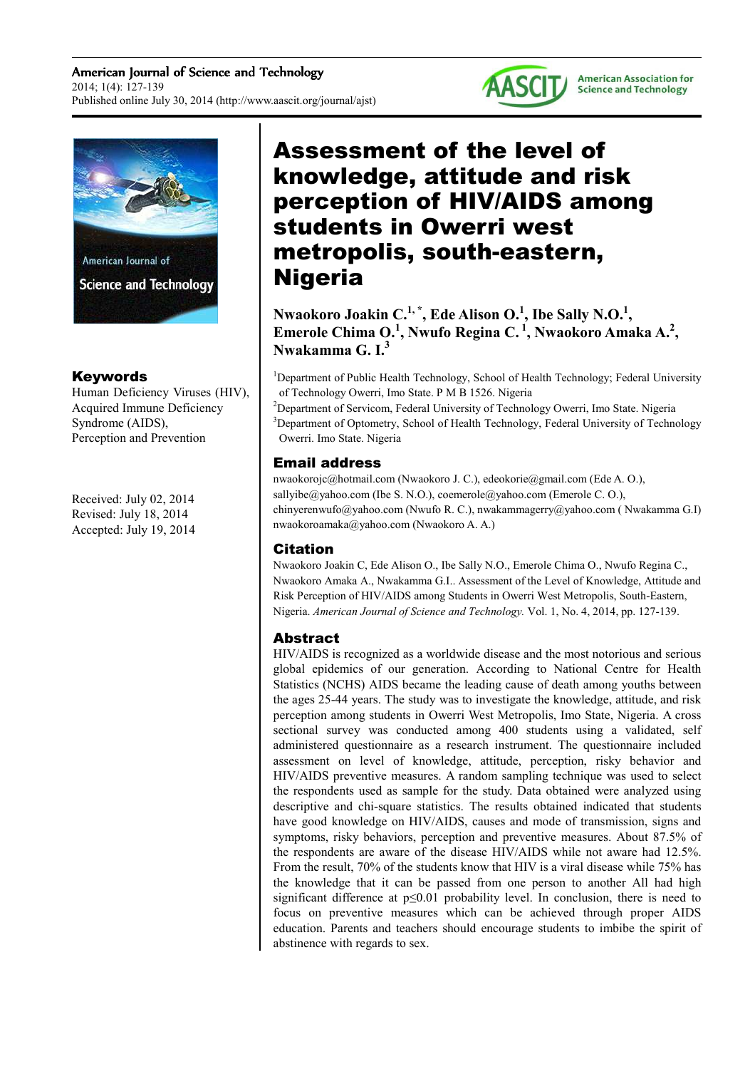# Assessment of the level of knowledge, attitude and risk perception of HIV/AIDS among students in Owerri west metropolis, south-eastern, Nigeria

**Nwaokoro Joakin C.[1, *], Ede Alison O.[1], Ibe Sally N.O.[1], Emerole Chima O.[1], Nwufo Regina C.[1], Nwaokoro Amaka A.[2], Nwakamma G. I.[3]**

[1]Department of Public Health Technology, School of Health Technology; Federal University of Technology Owerri, Imo State. P M B 1526. Nigeria

[2]Department of Servicom, Federal University of Technology Owerri, Imo State. Nigeria

[3]Department of Optometry, School of Health Technology, Federal University of Technology Owerri. Imo State. Nigeria

## Email address

nwaokorojc@hotmail.com (Nwaokoro J. C.), edeokorie@gmail.com (Ede A. O.), sallyibe@yahoo.com (Ibe S. N.O.), coemerole@yahoo.com (Emerole C. O.), chinyerenwufo@yahoo.com (Nwufo R. C.), nwakammagerry@yahoo.com ( Nwakamma G.I) nwaokoroamaka@yahoo.com (Nwaokoro A. A.)

## Citation

Nwaokoro Joakin C, Ede Alison O., Ibe Sally N.O., Emerole Chima O., Nwufo Regina C., Nwaokoro Amaka A., Nwakamma G.I.. Assessment of the Level of Knowledge, Attitude and Risk Perception of HIV/AIDS among Students in Owerri West Metropolis, South-Eastern, Nigeria. *American Journal of Science and Technology.* Vol. 1, No. 4, 2014, pp. 127-139.

## Keywords

Human Deficiency Viruses (HIV), Acquired Immune Deficiency Syndrome (AIDS), Perception and Prevention

Received: July 02, 2014
Revised: July 18, 2014
Accepted: July 19, 2014

## Abstract

HIV/AIDS is recognized as a worldwide disease and the most notorious and serious global epidemics of our generation. According to National Centre for Health Statistics (NCHS) AIDS became the leading cause of death among youths between the ages 25-44 years. The study was to investigate the knowledge, attitude, and risk perception among students in Owerri West Metropolis, Imo State, Nigeria. A cross sectional survey was conducted among 400 students using a validated, self administered questionnaire as a research instrument. The questionnaire included assessment on level of knowledge, attitude, perception, risky behavior and HIV/AIDS preventive measures. A random sampling technique was used to select the respondents used as sample for the study. Data obtained were analyzed using descriptive and chi-square statistics. The results obtained indicated that students have good knowledge on HIV/AIDS, causes and mode of transmission, signs and symptoms, risky behaviors, perception and preventive measures. About 87.5% of the respondents are aware of the disease HIV/AIDS while not aware had 12.5%. From the result, 70% of the students know that HIV is a viral disease while 75% has the knowledge that it can be passed from one person to another All had high significant difference at $p \leq 0.01$ probability level. In conclusion, there is need to focus on preventive measures which can be achieved through proper AIDS education. Parents and teachers should encourage students to imbibe the spirit of abstinence with regards to sex.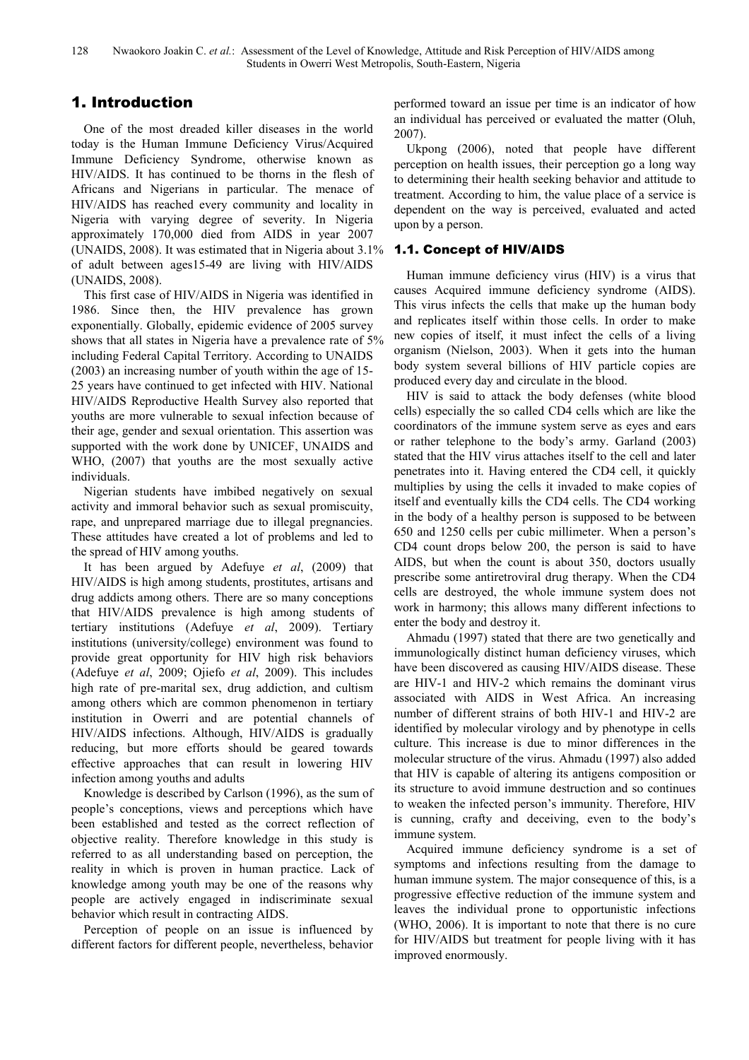# 1. Introduction

One of the most dreaded killer diseases in the world today is the Human Immune Deficiency Virus/Acquired Immune Deficiency Syndrome, otherwise known as HIV/AIDS. It has continued to be thorns in the flesh of Africans and Nigerians in particular. The menace of HIV/AIDS has reached every community and locality in Nigeria with varying degree of severity. In Nigeria approximately 170,000 died from AIDS in year 2007 (UNAIDS, 2008). It was estimated that in Nigeria about 3.1% of adult between ages15-49 are living with HIV/AIDS (UNAIDS, 2008).

This first case of HIV/AIDS in Nigeria was identified in 1986. Since then, the HIV prevalence has grown exponentially. Globally, epidemic evidence of 2005 survey shows that all states in Nigeria have a prevalence rate of 5% including Federal Capital Territory. According to UNAIDS (2003) an increasing number of youth within the age of 15-25 years have continued to get infected with HIV. National HIV/AIDS Reproductive Health Survey also reported that youths are more vulnerable to sexual infection because of their age, gender and sexual orientation. This assertion was supported with the work done by UNICEF, UNAIDS and WHO, (2007) that youths are the most sexually active individuals.

Nigerian students have imbibed negatively on sexual activity and immoral behavior such as sexual promiscuity, rape, and unprepared marriage due to illegal pregnancies. These attitudes have created a lot of problems and led to the spread of HIV among youths.

It has been argued by Adefuye *et al*, (2009) that HIV/AIDS is high among students, prostitutes, artisans and drug addicts among others. There are so many conceptions that HIV/AIDS prevalence is high among students of tertiary institutions (Adefuye *et al*, 2009). Tertiary institutions (university/college) environment was found to provide great opportunity for HIV high risk behaviors (Adefuye *et al*, 2009; Ojiefo *et al*, 2009). This includes high rate of pre-marital sex, drug addiction, and cultism among others which are common phenomenon in tertiary institution in Owerri and are potential channels of HIV/AIDS infections. Although, HIV/AIDS is gradually reducing, but more efforts should be geared towards effective approaches that can result in lowering HIV infection among youths and adults

Knowledge is described by Carlson (1996), as the sum of people's conceptions, views and perceptions which have been established and tested as the correct reflection of objective reality. Therefore knowledge in this study is referred to as all understanding based on perception, the reality in which is proven in human practice. Lack of knowledge among youth may be one of the reasons why people are actively engaged in indiscriminate sexual behavior which result in contracting AIDS.

Perception of people on an issue is influenced by different factors for different people, nevertheless, behavior performed toward an issue per time is an indicator of how an individual has perceived or evaluated the matter (Oluh, 2007).

Ukpong (2006), noted that people have different perception on health issues, their perception go a long way to determining their health seeking behavior and attitude to treatment. According to him, the value place of a service is dependent on the way is perceived, evaluated and acted upon by a person.

## 1.1. Concept of HIV/AIDS

Human immune deficiency virus (HIV) is a virus that causes Acquired immune deficiency syndrome (AIDS). This virus infects the cells that make up the human body and replicates itself within those cells. In order to make new copies of itself, it must infect the cells of a living organism (Nielson, 2003). When it gets into the human body system several billions of HIV particle copies are produced every day and circulate in the blood.

HIV is said to attack the body defenses (white blood cells) especially the so called CD4 cells which are like the coordinators of the immune system serve as eyes and ears or rather telephone to the body's army. Garland (2003) stated that the HIV virus attaches itself to the cell and later penetrates into it. Having entered the CD4 cell, it quickly multiplies by using the cells it invaded to make copies of itself and eventually kills the CD4 cells. The CD4 working in the body of a healthy person is supposed to be between 650 and 1250 cells per cubic millimeter. When a person's CD4 count drops below 200, the person is said to have AIDS, but when the count is about 350, doctors usually prescribe some antiretroviral drug therapy. When the CD4 cells are destroyed, the whole immune system does not work in harmony; this allows many different infections to enter the body and destroy it.

Ahmadu (1997) stated that there are two genetically and immunologically distinct human deficiency viruses, which have been discovered as causing HIV/AIDS disease. These are HIV-1 and HIV-2 which remains the dominant virus associated with AIDS in West Africa. An increasing number of different strains of both HIV-1 and HIV-2 are identified by molecular virology and by phenotype in cells culture. This increase is due to minor differences in the molecular structure of the virus. Ahmadu (1997) also added that HIV is capable of altering its antigens composition or its structure to avoid immune destruction and so continues to weaken the infected person's immunity. Therefore, HIV is cunning, crafty and deceiving, even to the body's immune system.

Acquired immune deficiency syndrome is a set of symptoms and infections resulting from the damage to human immune system. The major consequence of this, is a progressive effective reduction of the immune system and leaves the individual prone to opportunistic infections (WHO, 2006). It is important to note that there is no cure for HIV/AIDS but treatment for people living with it has improved enormously.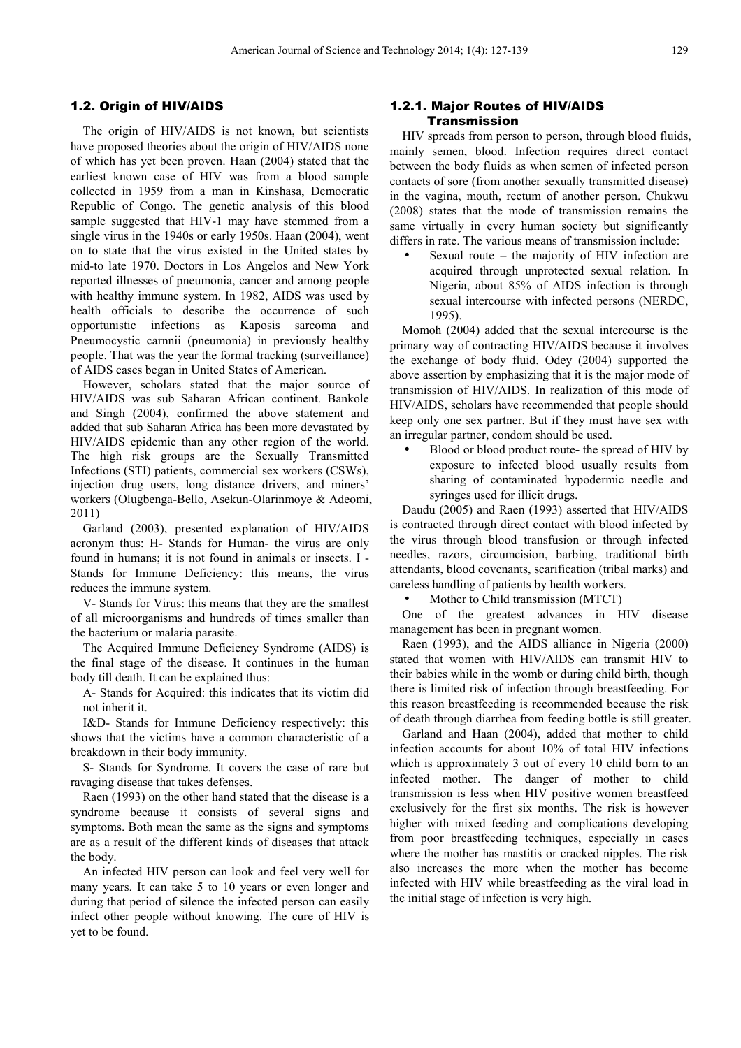## 1.2. Origin of HIV/AIDS

The origin of HIV/AIDS is not known, but scientists have proposed theories about the origin of HIV/AIDS none of which has yet been proven. Haan (2004) stated that the earliest known case of HIV was from a blood sample collected in 1959 from a man in Kinshasa, Democratic Republic of Congo. The genetic analysis of this blood sample suggested that HIV-1 may have stemmed from a single virus in the 1940s or early 1950s. Haan (2004), went on to state that the virus existed in the United states by mid-to late 1970. Doctors in Los Angelos and New York reported illnesses of pneumonia, cancer and among people with healthy immune system. In 1982, AIDS was used by health officials to describe the occurrence of such opportunistic infections as Kaposis sarcoma and Pneumocystic carnnii (pneumonia) in previously healthy people. That was the year the formal tracking (surveillance) of AIDS cases began in United States of American.

However, scholars stated that the major source of HIV/AIDS was sub Saharan African continent. Bankole and Singh (2004), confirmed the above statement and added that sub Saharan Africa has been more devastated by HIV/AIDS epidemic than any other region of the world. The high risk groups are the Sexually Transmitted Infections (STI) patients, commercial sex workers (CSWs), injection drug users, long distance drivers, and miners' workers (Olugbenga-Bello, Asekun-Olarinmoye & Adeomi, 2011)

Garland (2003), presented explanation of HIV/AIDS acronym thus: H- Stands for Human- the virus are only found in humans; it is not found in animals or insects. I - Stands for Immune Deficiency: this means, the virus reduces the immune system.

V- Stands for Virus: this means that they are the smallest of all microorganisms and hundreds of times smaller than the bacterium or malaria parasite.

The Acquired Immune Deficiency Syndrome (AIDS) is the final stage of the disease. It continues in the human body till death. It can be explained thus:

A- Stands for Acquired: this indicates that its victim did not inherit it.

I&D- Stands for Immune Deficiency respectively: this shows that the victims have a common characteristic of a breakdown in their body immunity.

S- Stands for Syndrome. It covers the case of rare but ravaging disease that takes defenses.

Raen (1993) on the other hand stated that the disease is a syndrome because it consists of several signs and symptoms. Both mean the same as the signs and symptoms are as a result of the different kinds of diseases that attack the body.

An infected HIV person can look and feel very well for many years. It can take 5 to 10 years or even longer and during that period of silence the infected person can easily infect other people without knowing. The cure of HIV is yet to be found.

### 1.2.1. Major Routes of HIV/AIDS Transmission

HIV spreads from person to person, through blood fluids, mainly semen, blood. Infection requires direct contact between the body fluids as when semen of infected person contacts of sore (from another sexually transmitted disease) in the vagina, mouth, rectum of another person. Chukwu (2008) states that the mode of transmission remains the same virtually in every human society but significantly differs in rate. The various means of transmission include:

- Sexual route – the majority of HIV infection are acquired through unprotected sexual relation. In Nigeria, about 85% of AIDS infection is through sexual intercourse with infected persons (NERDC, 1995).

Momoh (2004) added that the sexual intercourse is the primary way of contracting HIV/AIDS because it involves the exchange of body fluid. Odey (2004) supported the above assertion by emphasizing that it is the major mode of transmission of HIV/AIDS. In realization of this mode of HIV/AIDS, scholars have recommended that people should keep only one sex partner. But if they must have sex with an irregular partner, condom should be used.

- Blood or blood product route**-** the spread of HIV by exposure to infected blood usually results from sharing of contaminated hypodermic needle and syringes used for illicit drugs.

Daudu (2005) and Raen (1993) asserted that HIV/AIDS is contracted through direct contact with blood infected by the virus through blood transfusion or through infected needles, razors, circumcision, barbing, traditional birth attendants, blood covenants, scarification (tribal marks) and careless handling of patients by health workers.

- Mother to Child transmission (MTCT)

One of the greatest advances in HIV disease management has been in pregnant women.

Raen (1993), and the AIDS alliance in Nigeria (2000) stated that women with HIV/AIDS can transmit HIV to their babies while in the womb or during child birth, though there is limited risk of infection through breastfeeding. For this reason breastfeeding is recommended because the risk of death through diarrhea from feeding bottle is still greater.

Garland and Haan (2004), added that mother to child infection accounts for about 10% of total HIV infections which is approximately 3 out of every 10 child born to an infected mother. The danger of mother to child transmission is less when HIV positive women breastfeed exclusively for the first six months. The risk is however higher with mixed feeding and complications developing from poor breastfeeding techniques, especially in cases where the mother has mastitis or cracked nipples. The risk also increases the more when the mother has become infected with HIV while breastfeeding as the viral load in the initial stage of infection is very high.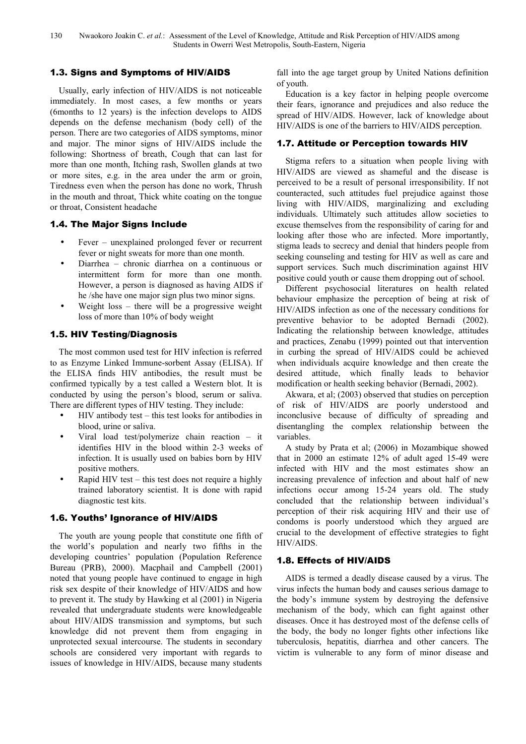### 1.3. Signs and Symptoms of HIV/AIDS

Usually, early infection of HIV/AIDS is not noticeable immediately. In most cases, a few months or years (6months to 12 years) is the infection develops to AIDS depends on the defense mechanism (body cell) of the person. There are two categories of AIDS symptoms, minor and major. The minor signs of HIV/AIDS include the following: Shortness of breath, Cough that can last for more than one month, Itching rash, Swollen glands at two or more sites, e.g. in the area under the arm or groin, Tiredness even when the person has done no work, Thrush in the mouth and throat, Thick white coating on the tongue or throat, Consistent headache

### 1.4. The Major Signs Include

- Fever – unexplained prolonged fever or recurrent fever or night sweats for more than one month.
- Diarrhea – chronic diarrhea on a continuous or intermittent form for more than one month. However, a person is diagnosed as having AIDS if he /she have one major sign plus two minor signs.
- Weight loss – there will be a progressive weight loss of more than 10% of body weight

### 1.5. HIV Testing/Diagnosis

The most common used test for HIV infection is referred to as Enzyme Linked Immune-sorbent Assay (ELISA). If the ELISA finds HIV antibodies, the result must be confirmed typically by a test called a Western blot. It is conducted by using the person's blood, serum or saliva. There are different types of HIV testing. They include:

- HIV antibody test – this test looks for antibodies in blood, urine or saliva.
- Viral load test/polymerize chain reaction – it identifies HIV in the blood within 2-3 weeks of infection. It is usually used on babies born by HIV positive mothers.
- Rapid HIV test – this test does not require a highly trained laboratory scientist. It is done with rapid diagnostic test kits.

### 1.6. Youths' Ignorance of HIV/AIDS

The youth are young people that constitute one fifth of the world's population and nearly two fifths in the developing countries' population (Population Reference Bureau (PRB), 2000). Macphail and Campbell (2001) noted that young people have continued to engage in high risk sex despite of their knowledge of HIV/AIDS and how to prevent it. The study by Hawking et al (2001) in Nigeria revealed that undergraduate students were knowledgeable about HIV/AIDS transmission and symptoms, but such knowledge did not prevent them from engaging in unprotected sexual intercourse. The students in secondary schools are considered very important with regards to issues of knowledge in HIV/AIDS, because many students fall into the age target group by United Nations definition of youth.

Education is a key factor in helping people overcome their fears, ignorance and prejudices and also reduce the spread of HIV/AIDS. However, lack of knowledge about HIV/AIDS is one of the barriers to HIV/AIDS perception.

### 1.7. Attitude or Perception towards HIV

Stigma refers to a situation when people living with HIV/AIDS are viewed as shameful and the disease is perceived to be a result of personal irresponsibility. If not counteracted, such attitudes fuel prejudice against those living with HIV/AIDS, marginalizing and excluding individuals. Ultimately such attitudes allow societies to excuse themselves from the responsibility of caring for and looking after those who are infected. More importantly, stigma leads to secrecy and denial that hinders people from seeking counseling and testing for HIV as well as care and support services. Such much discrimination against HIV positive could youth or cause them dropping out of school.

Different psychosocial literatures on health related behaviour emphasize the perception of being at risk of HIV/AIDS infection as one of the necessary conditions for preventive behavior to be adopted Bernadi (2002). Indicating the relationship between knowledge, attitudes and practices, Zenabu (1999) pointed out that intervention in curbing the spread of HIV/AIDS could be achieved when individuals acquire knowledge and then create the desired attitude, which finally leads to behavior modification or health seeking behavior (Bernadi, 2002).

Akwara, et al; (2003) observed that studies on perception of risk of HIV/AIDS are poorly understood and inconclusive because of difficulty of spreading and disentangling the complex relationship between the variables.

A study by Prata et al; (2006) in Mozambique showed that in 2000 an estimate 12% of adult aged 15-49 were infected with HIV and the most estimates show an increasing prevalence of infection and about half of new infections occur among 15-24 years old. The study concluded that the relationship between individual's perception of their risk acquiring HIV and their use of condoms is poorly understood which they argued are crucial to the development of effective strategies to fight HIV/AIDS.

### 1.8. Effects of HIV/AIDS

AIDS is termed a deadly disease caused by a virus. The virus infects the human body and causes serious damage to the body's immune system by destroying the defensive mechanism of the body, which can fight against other diseases. Once it has destroyed most of the defense cells of the body, the body no longer fights other infections like tuberculosis, hepatitis, diarrhea and other cancers. The victim is vulnerable to any form of minor disease and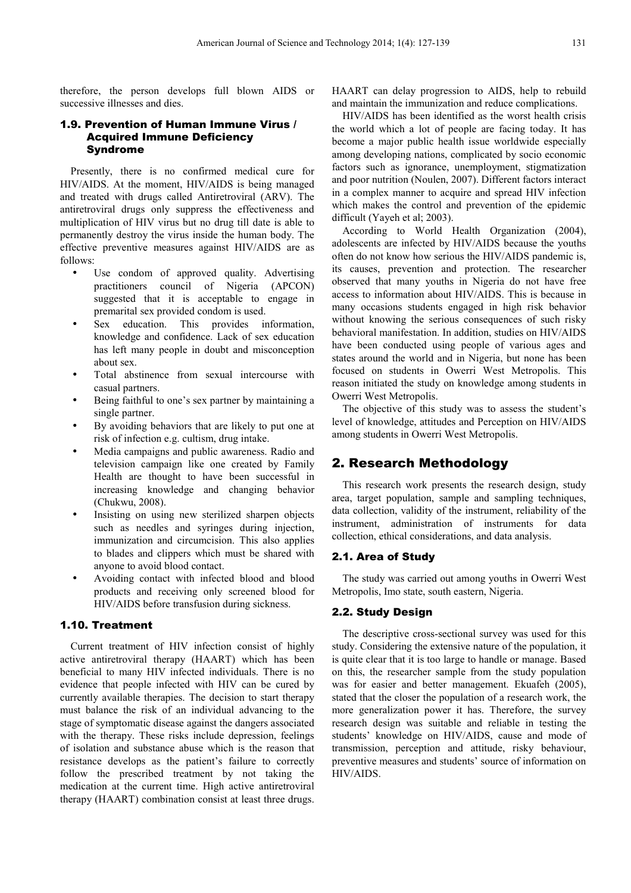therefore, the person develops full blown AIDS or successive illnesses and dies.

### 1.9. Prevention of Human Immune Virus / Acquired Immune Deficiency Syndrome

Presently, there is no confirmed medical cure for HIV/AIDS. At the moment, HIV/AIDS is being managed and treated with drugs called Antiretroviral (ARV). The antiretroviral drugs only suppress the effectiveness and multiplication of HIV virus but no drug till date is able to permanently destroy the virus inside the human body. The effective preventive measures against HIV/AIDS are as follows:

- Use condom of approved quality. Advertising practitioners council of Nigeria (APCON) suggested that it is acceptable to engage in premarital sex provided condom is used.
- Sex education. This provides information, knowledge and confidence. Lack of sex education has left many people in doubt and misconception about sex.
- Total abstinence from sexual intercourse with casual partners.
- Being faithful to one's sex partner by maintaining a single partner.
- By avoiding behaviors that are likely to put one at risk of infection e.g. cultism, drug intake.
- Media campaigns and public awareness. Radio and television campaign like one created by Family Health are thought to have been successful in increasing knowledge and changing behavior (Chukwu, 2008).
- Insisting on using new sterilized sharpen objects such as needles and syringes during injection, immunization and circumcision. This also applies to blades and clippers which must be shared with anyone to avoid blood contact.
- Avoiding contact with infected blood and blood products and receiving only screened blood for HIV/AIDS before transfusion during sickness.

### 1.10. Treatment

Current treatment of HIV infection consist of highly active antiretroviral therapy (HAART) which has been beneficial to many HIV infected individuals. There is no evidence that people infected with HIV can be cured by currently available therapies. The decision to start therapy must balance the risk of an individual advancing to the stage of symptomatic disease against the dangers associated with the therapy. These risks include depression, feelings of isolation and substance abuse which is the reason that resistance develops as the patient's failure to correctly follow the prescribed treatment by not taking the medication at the current time. High active antiretroviral therapy (HAART) combination consist at least three drugs. HAART can delay progression to AIDS, help to rebuild and maintain the immunization and reduce complications.

HIV/AIDS has been identified as the worst health crisis the world which a lot of people are facing today. It has become a major public health issue worldwide especially among developing nations, complicated by socio economic factors such as ignorance, unemployment, stigmatization and poor nutrition (Noulen, 2007). Different factors interact in a complex manner to acquire and spread HIV infection which makes the control and prevention of the epidemic difficult (Yayeh et al; 2003).

According to World Health Organization (2004), adolescents are infected by HIV/AIDS because the youths often do not know how serious the HIV/AIDS pandemic is, its causes, prevention and protection. The researcher observed that many youths in Nigeria do not have free access to information about HIV/AIDS. This is because in many occasions students engaged in high risk behavior without knowing the serious consequences of such risky behavioral manifestation. In addition, studies on HIV/AIDS have been conducted using people of various ages and states around the world and in Nigeria, but none has been focused on students in Owerri West Metropolis. This reason initiated the study on knowledge among students in Owerri West Metropolis.

The objective of this study was to assess the student's level of knowledge, attitudes and Perception on HIV/AIDS among students in Owerri West Metropolis.

## 2. Research Methodology

This research work presents the research design, study area, target population, sample and sampling techniques, data collection, validity of the instrument, reliability of the instrument, administration of instruments for data collection, ethical considerations, and data analysis.

### 2.1. Area of Study

The study was carried out among youths in Owerri West Metropolis, Imo state, south eastern, Nigeria.

### 2.2. Study Design

The descriptive cross-sectional survey was used for this study. Considering the extensive nature of the population, it is quite clear that it is too large to handle or manage. Based on this, the researcher sample from the study population was for easier and better management. Ekuafeh (2005), stated that the closer the population of a research work, the more generalization power it has. Therefore, the survey research design was suitable and reliable in testing the students' knowledge on HIV/AIDS, cause and mode of transmission, perception and attitude, risky behaviour, preventive measures and students' source of information on HIV/AIDS.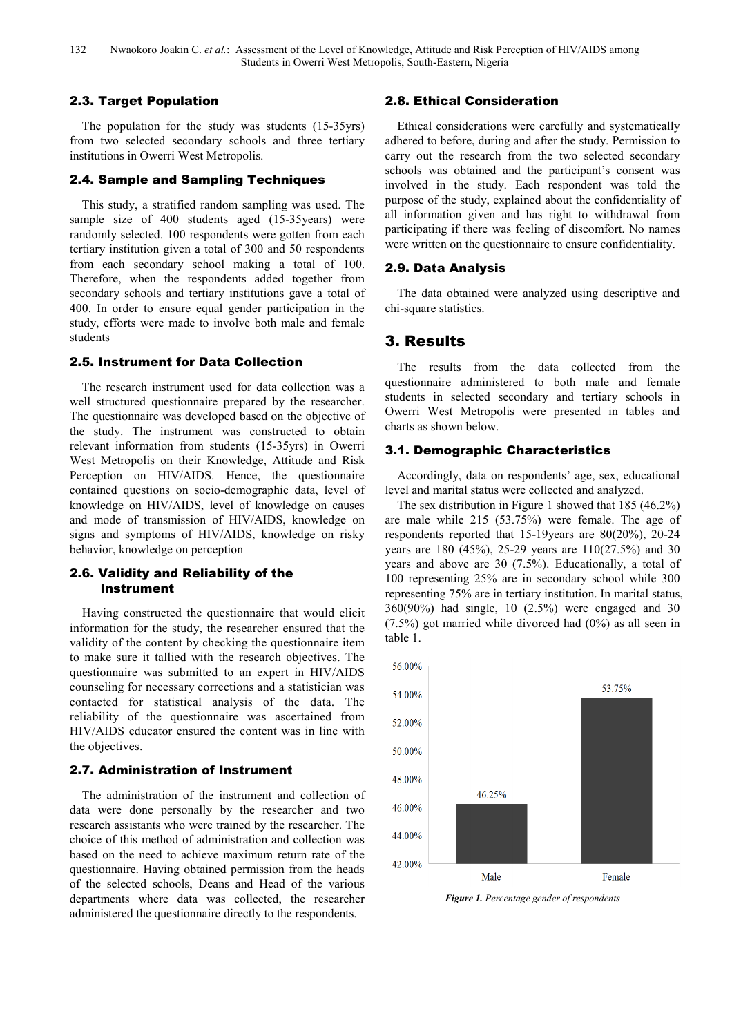### 2.3. Target Population

The population for the study was students (15-35yrs) from two selected secondary schools and three tertiary institutions in Owerri West Metropolis.

### 2.4. Sample and Sampling Techniques

This study, a stratified random sampling was used. The sample size of 400 students aged (15-35years) were randomly selected. 100 respondents were gotten from each tertiary institution given a total of 300 and 50 respondents from each secondary school making a total of 100. Therefore, when the respondents added together from secondary schools and tertiary institutions gave a total of 400. In order to ensure equal gender participation in the study, efforts were made to involve both male and female students

### 2.5. Instrument for Data Collection

The research instrument used for data collection was a well structured questionnaire prepared by the researcher. The questionnaire was developed based on the objective of the study. The instrument was constructed to obtain relevant information from students (15-35yrs) in Owerri West Metropolis on their Knowledge, Attitude and Risk Perception on HIV/AIDS. Hence, the questionnaire contained questions on socio-demographic data, level of knowledge on HIV/AIDS, level of knowledge on causes and mode of transmission of HIV/AIDS, knowledge on signs and symptoms of HIV/AIDS, knowledge on risky behavior, knowledge on perception

### 2.6. Validity and Reliability of the Instrument

Having constructed the questionnaire that would elicit information for the study, the researcher ensured that the validity of the content by checking the questionnaire item to make sure it tallied with the research objectives. The questionnaire was submitted to an expert in HIV/AIDS counseling for necessary corrections and a statistician was contacted for statistical analysis of the data. The reliability of the questionnaire was ascertained from HIV/AIDS educator ensured the content was in line with the objectives.

### 2.7. Administration of Instrument

The administration of the instrument and collection of data were done personally by the researcher and two research assistants who were trained by the researcher. The choice of this method of administration and collection was based on the need to achieve maximum return rate of the questionnaire. Having obtained permission from the heads of the selected schools, Deans and Head of the various departments where data was collected, the researcher administered the questionnaire directly to the respondents.

### 2.8. Ethical Consideration

Ethical considerations were carefully and systematically adhered to before, during and after the study. Permission to carry out the research from the two selected secondary schools was obtained and the participant's consent was involved in the study. Each respondent was told the purpose of the study, explained about the confidentiality of all information given and has right to withdrawal from participating if there was feeling of discomfort. No names were written on the questionnaire to ensure confidentiality.

### 2.9. Data Analysis

The data obtained were analyzed using descriptive and chi-square statistics.

## 3. Results

The results from the data collected from the questionnaire administered to both male and female students in selected secondary and tertiary schools in Owerri West Metropolis were presented in tables and charts as shown below.

### 3.1. Demographic Characteristics

Accordingly, data on respondents' age, sex, educational level and marital status were collected and analyzed.

The sex distribution in Figure 1 showed that 185 (46.2%) are male while 215 (53.75%) were female. The age of respondents reported that 15-19years are 80(20%), 20-24 years are 180 (45%), 25-29 years are 110(27.5%) and 30 years and above are 30 (7.5%). Educationally, a total of 100 representing 25% are in secondary school while 300 representing 75% are in tertiary institution. In marital status, 360(90%) had single, 10 (2.5%) were engaged and 30 (7.5%) got married while divorced had (0%) as all seen in table 1.

| | Male | Female |
|---|---|---|
| Percentage | 46.25% | 53.75% |

*Figure 1. Percentage gender of respondents*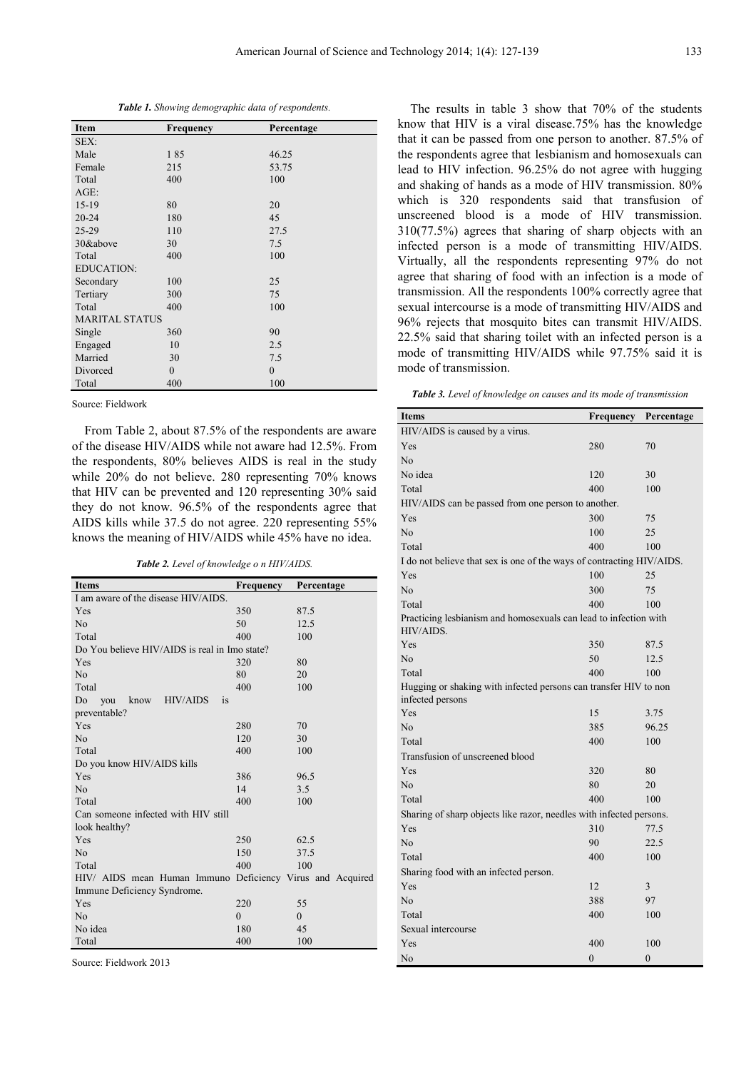*Table 1. Showing demographic data of respondents.*

| Item | Frequency | Percentage |
|---|---|---|
| SEX: | | |
| Male | 1 85 | 46.25 |
| Female | 215 | 53.75 |
| Total | 400 | 100 |
| AGE: | | |
| 15-19 | 80 | 20 |
| 20-24 | 180 | 45 |
| 25-29 | 110 | 27.5 |
| 30&above | 30 | 7.5 |
| Total | 400 | 100 |
| EDUCATION: | | |
| Secondary | 100 | 25 |
| Tertiary | 300 | 75 |
| Total | 400 | 100 |
| MARITAL STATUS | | |
| Single | 360 | 90 |
| Engaged | 10 | 2.5 |
| Married | 30 | 7.5 |
| Divorced | 0 | 0 |
| Total | 400 | 100 |

Source: Fieldwork

From Table 2, about 87.5% of the respondents are aware of the disease HIV/AIDS while not aware had 12.5%. From the respondents, 80% believes AIDS is real in the study while 20% do not believe. 280 representing 70% knows that HIV can be prevented and 120 representing 30% said they do not know. 96.5% of the respondents agree that AIDS kills while 37.5 do not agree. 220 representing 55% knows the meaning of HIV/AIDS while 45% have no idea.

*Table 2. Level of knowledge o n HIV/AIDS.*

| Items | Frequency | Percentage |
|---|---|---|
| I am aware of the disease HIV/AIDS. | | |
| Yes | 350 | 87.5 |
| No | 50 | 12.5 |
| Total | 400 | 100 |
| Do You believe HIV/AIDS is real in Imo state? | | |
| Yes | 320 | 80 |
| No | 80 | 20 |
| Total | 400 | 100 |
| Do you know HIV/AIDS is preventable? | | |
| Yes | 280 | 70 |
| No | 120 | 30 |
| Total | 400 | 100 |
| Do you know HIV/AIDS kills | | |
| Yes | 386 | 96.5 |
| No | 14 | 3.5 |
| Total | 400 | 100 |
| Can someone infected with HIV still look healthy? | | |
| Yes | 250 | 62.5 |
| No | 150 | 37.5 |
| Total | 400 | 100 |
| HIV/ AIDS mean Human Immuno Deficiency Virus and Acquired Immune Deficiency Syndrome. | | |
| Yes | 220 | 55 |
| No | 0 | 0 |
| No idea | 180 | 45 |
| Total | 400 | 100 |

Source: Fieldwork 2013

The results in table 3 show that 70% of the students know that HIV is a viral disease.75% has the knowledge that it can be passed from one person to another. 87.5% of the respondents agree that lesbianism and homosexuals can lead to HIV infection. 96.25% do not agree with hugging and shaking of hands as a mode of HIV transmission. 80% which is 320 respondents said that transfusion of unscreened blood is a mode of HIV transmission. 310(77.5%) agrees that sharing of sharp objects with an infected person is a mode of transmitting HIV/AIDS. Virtually, all the respondents representing 97% do not agree that sharing of food with an infection is a mode of transmission. All the respondents 100% correctly agree that sexual intercourse is a mode of transmitting HIV/AIDS and 96% rejects that mosquito bites can transmit HIV/AIDS. 22.5% said that sharing toilet with an infected person is a mode of transmitting HIV/AIDS while 97.75% said it is mode of transmission.

*Table 3. Level of knowledge on causes and its mode of transmission*

| Items | Frequency | Percentage |
|---|---|---|
| HIV/AIDS is caused by a virus. | | |
| Yes | 280 | 70 |
| No | | |
| No idea | 120 | 30 |
| Total | 400 | 100 |
| HIV/AIDS can be passed from one person to another. | | |
| Yes | 300 | 75 |
| No | 100 | 25 |
| Total | 400 | 100 |
| I do not believe that sex is one of the ways of contracting HIV/AIDS. | | |
| Yes | 100 | 25 |
| No | 300 | 75 |
| Total | 400 | 100 |
| Practicing lesbianism and homosexuals can lead to infection with HIV/AIDS. | | |
| Yes | 350 | 87.5 |
| No | 50 | 12.5 |
| Total | 400 | 100 |
| Hugging or shaking with infected persons can transfer HIV to non infected persons | | |
| Yes | 15 | 3.75 |
| No | 385 | 96.25 |
| Total | 400 | 100 |
| Transfusion of unscreened blood | | |
| Yes | 320 | 80 |
| No | 80 | 20 |
| Total | 400 | 100 |
| Sharing of sharp objects like razor, needles with infected persons. | | |
| Yes | 310 | 77.5 |
| No | 90 | 22.5 |
| Total | 400 | 100 |
| Sharing food with an infected person. | | |
| Yes | 12 | 3 |
| No | 388 | 97 |
| Total | 400 | 100 |
| Sexual intercourse | | |
| Yes | 400 | 100 |
| No | 0 | 0 |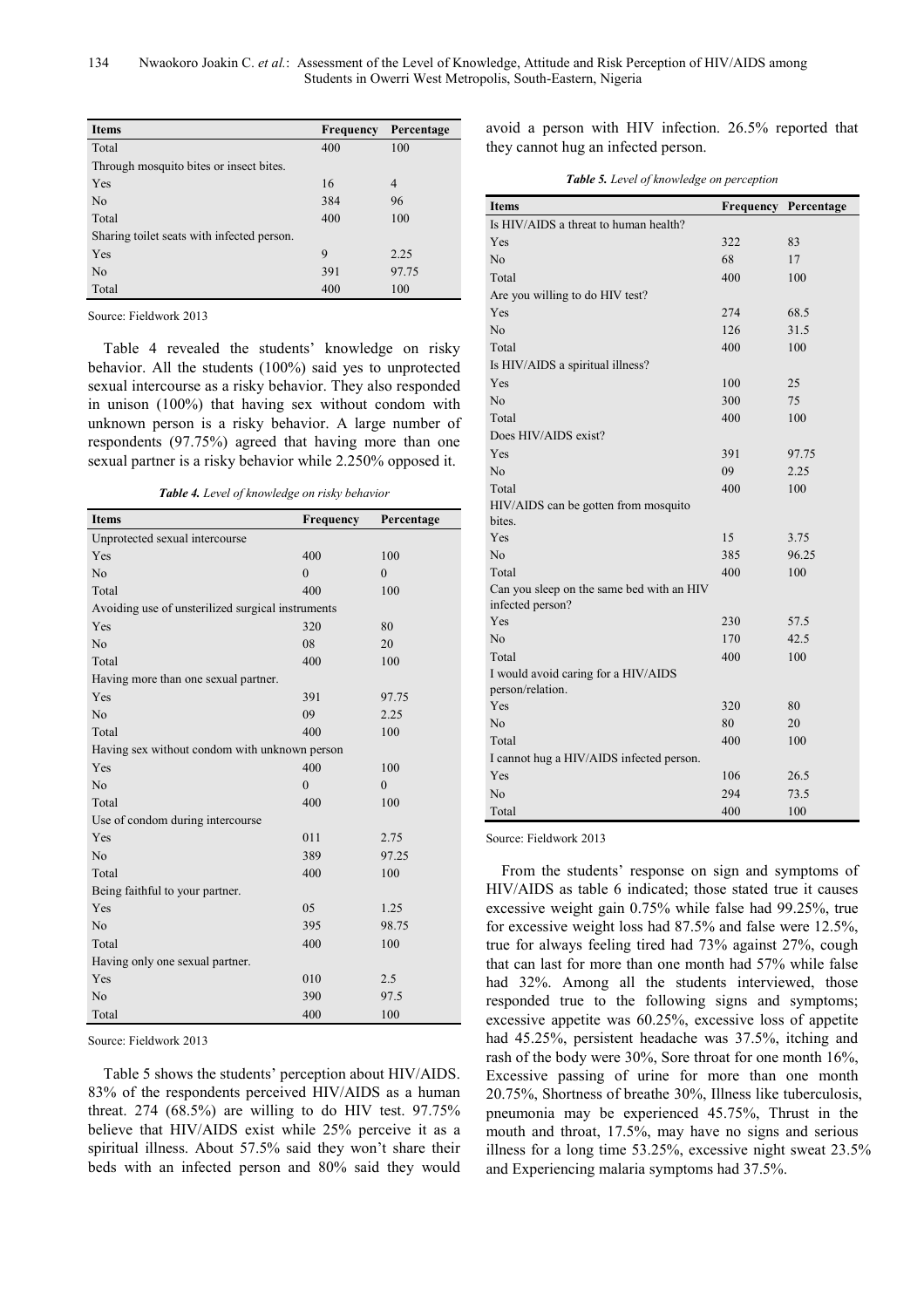| Items | Frequency | Percentage |
|---|---|---|
| Total | 400 | 100 |
| Through mosquito bites or insect bites. | | |
| Yes | 16 | 4 |
| No | 384 | 96 |
| Total | 400 | 100 |
| Sharing toilet seats with infected person. | | |
| Yes | 9 | 2.25 |
| No | 391 | 97.75 |
| Total | 400 | 100 |

Source: Fieldwork 2013

Table 4 revealed the students' knowledge on risky behavior. All the students (100%) said yes to unprotected sexual intercourse as a risky behavior. They also responded in unison (100%) that having sex without condom with unknown person is a risky behavior. A large number of respondents (97.75%) agreed that having more than one sexual partner is a risky behavior while 2.250% opposed it.

***Table 4.*** *Level of knowledge on risky behavior*

| Items | Frequency | Percentage |
|---|---|---|
| Unprotected sexual intercourse | | |
| Yes | 400 | 100 |
| No | 0 | 0 |
| Total | 400 | 100 |
| Avoiding use of unsterilized surgical instruments | | |
| Yes | 320 | 80 |
| No | 08 | 20 |
| Total | 400 | 100 |
| Having more than one sexual partner. | | |
| Yes | 391 | 97.75 |
| No | 09 | 2.25 |
| Total | 400 | 100 |
| Having sex without condom with unknown person | | |
| Yes | 400 | 100 |
| No | 0 | 0 |
| Total | 400 | 100 |
| Use of condom during intercourse | | |
| Yes | 011 | 2.75 |
| No | 389 | 97.25 |
| Total | 400 | 100 |
| Being faithful to your partner. | | |
| Yes | 05 | 1.25 |
| No | 395 | 98.75 |
| Total | 400 | 100 |
| Having only one sexual partner. | | |
| Yes | 010 | 2.5 |
| No | 390 | 97.5 |
| Total | 400 | 100 |

Source: Fieldwork 2013

Table 5 shows the students' perception about HIV/AIDS. 83% of the respondents perceived HIV/AIDS as a human threat. 274 (68.5%) are willing to do HIV test. 97.75% believe that HIV/AIDS exist while 25% perceive it as a spiritual illness. About 57.5% said they won't share their beds with an infected person and 80% said they would avoid a person with HIV infection. 26.5% reported that they cannot hug an infected person.

***Table 5.*** *Level of knowledge on perception*

| Items | Frequency | Percentage |
|---|---|---|
| Is HIV/AIDS a threat to human health? | | |
| Yes | 322 | 83 |
| No | 68 | 17 |
| Total | 400 | 100 |
| Are you willing to do HIV test? | | |
| Yes | 274 | 68.5 |
| No | 126 | 31.5 |
| Total | 400 | 100 |
| Is HIV/AIDS a spiritual illness? | | |
| Yes | 100 | 25 |
| No | 300 | 75 |
| Total | 400 | 100 |
| Does HIV/AIDS exist? | | |
| Yes | 391 | 97.75 |
| No | 09 | 2.25 |
| Total | 400 | 100 |
| HIV/AIDS can be gotten from mosquito bites. | | |
| Yes | 15 | 3.75 |
| No | 385 | 96.25 |
| Total | 400 | 100 |
| Can you sleep on the same bed with an HIV infected person? | | |
| Yes | 230 | 57.5 |
| No | 170 | 42.5 |
| Total | 400 | 100 |
| I would avoid caring for a HIV/AIDS person/relation. | | |
| Yes | 320 | 80 |
| No | 80 | 20 |
| Total | 400 | 100 |
| I cannot hug a HIV/AIDS infected person. | | |
| Yes | 106 | 26.5 |
| No | 294 | 73.5 |
| Total | 400 | 100 |

Source: Fieldwork 2013

From the students' response on sign and symptoms of HIV/AIDS as table 6 indicated; those stated true it causes excessive weight gain 0.75% while false had 99.25%, true for excessive weight loss had 87.5% and false were 12.5%, true for always feeling tired had 73% against 27%, cough that can last for more than one month had 57% while false had 32%. Among all the students interviewed, those responded true to the following signs and symptoms; excessive appetite was 60.25%, excessive loss of appetite had 45.25%, persistent headache was 37.5%, itching and rash of the body were 30%, Sore throat for one month 16%, Excessive passing of urine for more than one month 20.75%, Shortness of breathe 30%, Illness like tuberculosis, pneumonia may be experienced 45.75%, Thrust in the mouth and throat, 17.5%, may have no signs and serious illness for a long time 53.25%, excessive night sweat 23.5% and Experiencing malaria symptoms had 37.5%.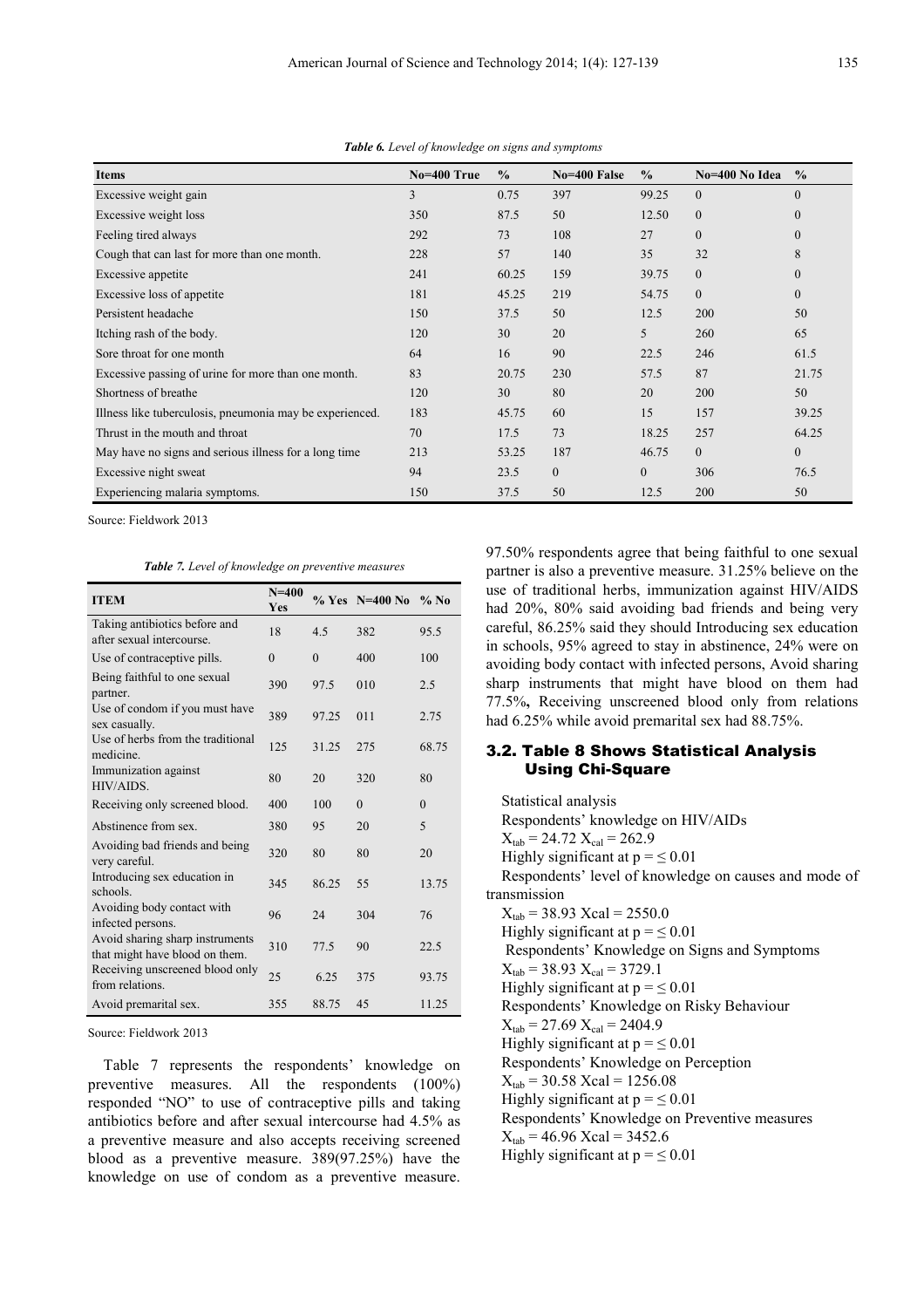*Table 6. Level of knowledge on signs and symptoms*

| Items | No=400 True | % | No=400 False | % | No=400 No Idea | % |
|---|---|---|---|---|---|---|
| Excessive weight gain | 3 | 0.75 | 397 | 99.25 | 0 | 0 |
| Excessive weight loss | 350 | 87.5 | 50 | 12.50 | 0 | 0 |
| Feeling tired always | 292 | 73 | 108 | 27 | 0 | 0 |
| Cough that can last for more than one month. | 228 | 57 | 140 | 35 | 32 | 8 |
| Excessive appetite | 241 | 60.25 | 159 | 39.75 | 0 | 0 |
| Excessive loss of appetite | 181 | 45.25 | 219 | 54.75 | 0 | 0 |
| Persistent headache | 150 | 37.5 | 50 | 12.5 | 200 | 50 |
| Itching rash of the body. | 120 | 30 | 20 | 5 | 260 | 65 |
| Sore throat for one month | 64 | 16 | 90 | 22.5 | 246 | 61.5 |
| Excessive passing of urine for more than one month. | 83 | 20.75 | 230 | 57.5 | 87 | 21.75 |
| Shortness of breathe | 120 | 30 | 80 | 20 | 200 | 50 |
| Illness like tuberculosis, pneumonia may be experienced. | 183 | 45.75 | 60 | 15 | 157 | 39.25 |
| Thrust in the mouth and throat | 70 | 17.5 | 73 | 18.25 | 257 | 64.25 |
| May have no signs and serious illness for a long time | 213 | 53.25 | 187 | 46.75 | 0 | 0 |
| Excessive night sweat | 94 | 23.5 | 0 | 0 | 306 | 76.5 |
| Experiencing malaria symptoms. | 150 | 37.5 | 50 | 12.5 | 200 | 50 |

Source: Fieldwork 2013

*Table 7. Level of knowledge on preventive measures*

| ITEM | N=400 Yes | % Yes | N=400 No | % No |
|---|---|---|---|---|
| Taking antibiotics before and after sexual intercourse. | 18 | 4.5 | 382 | 95.5 |
| Use of contraceptive pills. | 0 | 0 | 400 | 100 |
| Being faithful to one sexual partner. | 390 | 97.5 | 010 | 2.5 |
| Use of condom if you must have sex casually. | 389 | 97.25 | 011 | 2.75 |
| Use of herbs from the traditional medicine. | 125 | 31.25 | 275 | 68.75 |
| Immunization against HIV/AIDS. | 80 | 20 | 320 | 80 |
| Receiving only screened blood. | 400 | 100 | 0 | 0 |
| Abstinence from sex. | 380 | 95 | 20 | 5 |
| Avoiding bad friends and being very careful. | 320 | 80 | 80 | 20 |
| Introducing sex education in schools. | 345 | 86.25 | 55 | 13.75 |
| Avoiding body contact with infected persons. | 96 | 24 | 304 | 76 |
| Avoid sharing sharp instruments that might have blood on them. | 310 | 77.5 | 90 | 22.5 |
| Receiving unscreened blood only from relations. | 25 | 6.25 | 375 | 93.75 |
| Avoid premarital sex. | 355 | 88.75 | 45 | 11.25 |

Source: Fieldwork 2013

Table 7 represents the respondents' knowledge on preventive measures. All the respondents (100%) responded "NO" to use of contraceptive pills and taking antibiotics before and after sexual intercourse had 4.5% as a preventive measure and also accepts receiving screened blood as a preventive measure. 389(97.25%) have the knowledge on use of condom as a preventive measure. 97.50% respondents agree that being faithful to one sexual partner is also a preventive measure. 31.25% believe on the use of traditional herbs, immunization against HIV/AIDS had 20%, 80% said avoiding bad friends and being very careful, 86.25% said they should Introducing sex education in schools, 95% agreed to stay in abstinence, 24% were on avoiding body contact with infected persons, Avoid sharing sharp instruments that might have blood on them had 77.5%**,** Receiving unscreened blood only from relations had 6.25% while avoid premarital sex had 88.75%.

### 3.2. Table 8 Shows Statistical Analysis Using Chi-Square

Statistical analysis

Respondents' knowledge on HIV/AIDs

$X_{tab} = 24.72$ $X_{cal} = 262.9$

Highly significant at $p = \leq 0.01$

Respondents' level of knowledge on causes and mode of transmission

$X_{tab} = 38.93$ $Xcal = 2550.0$

Highly significant at $p = \leq 0.01$

Respondents' Knowledge on Signs and Symptoms

$X_{tab} = 38.93$ $X_{cal} = 3729.1$

Highly significant at $p = \leq 0.01$

Respondents' Knowledge on Risky Behaviour

$X_{tab} = 27.69$ $X_{cal} = 2404.9$

Highly significant at $p = \leq 0.01$

Respondents' Knowledge on Perception

$X_{tab} = 30.58$ $Xcal = 1256.08$

Highly significant at $p = \leq 0.01$

Respondents' Knowledge on Preventive measures

$X_{tab} = 46.96$ $Xcal = 3452.6$

Highly significant at $p = \leq 0.01$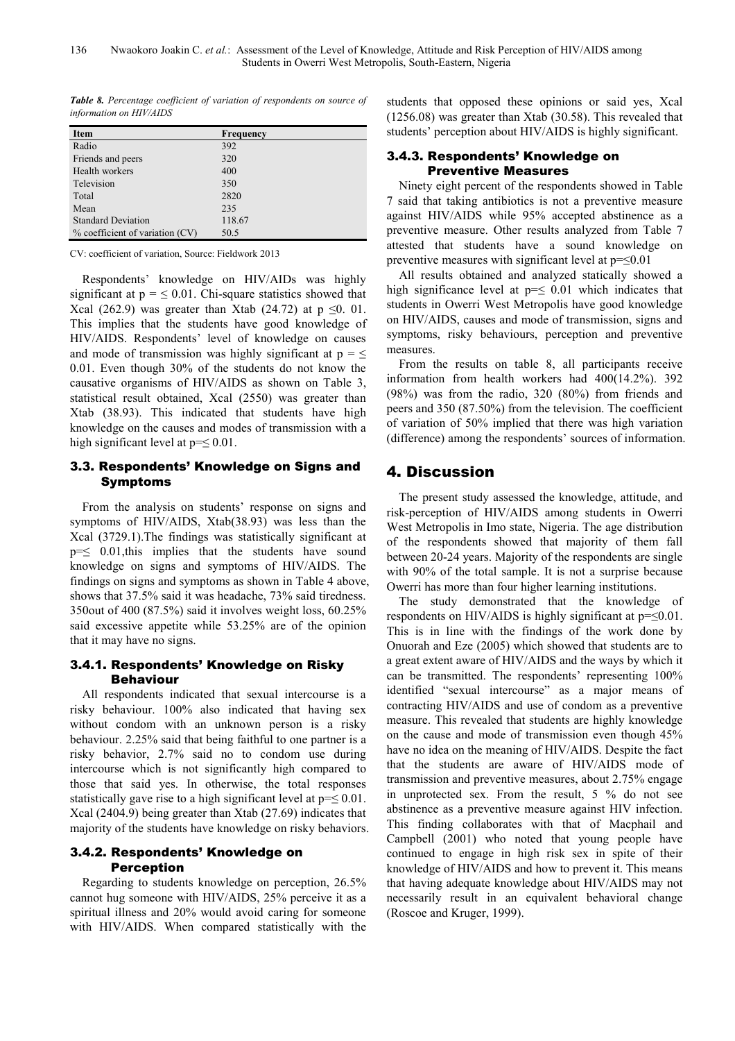*Table 8. Percentage coefficient of variation of respondents on source of information on HIV/AIDS*

| Item | Frequency |
|---|---|
| Radio | 392 |
| Friends and peers | 320 |
| Health workers | 400 |
| Television | 350 |
| Total | 2820 |
| Mean | 235 |
| Standard Deviation | 118.67 |
| % coefficient of variation (CV) | 50.5 |

CV: coefficient of variation, Source: Fieldwork 2013

Respondents' knowledge on HIV/AIDs was highly significant at p = ≤ 0.01. Chi-square statistics showed that Xcal (262.9) was greater than Xtab (24.72) at p ≤0. 01. This implies that the students have good knowledge of HIV/AIDS. Respondents' level of knowledge on causes and mode of transmission was highly significant at p = ≤ 0.01. Even though 30% of the students do not know the causative organisms of HIV/AIDS as shown on Table 3, statistical result obtained, Xcal (2550) was greater than Xtab (38.93). This indicated that students have high knowledge on the causes and modes of transmission with a high significant level at p=≤ 0.01.

### 3.3. Respondents' Knowledge on Signs and Symptoms

From the analysis on students' response on signs and symptoms of HIV/AIDS, Xtab(38.93) was less than the Xcal (3729.1).The findings was statistically significant at p=≤ 0.01,this implies that the students have sound knowledge on signs and symptoms of HIV/AIDS. The findings on signs and symptoms as shown in Table 4 above, shows that 37.5% said it was headache, 73% said tiredness. 350out of 400 (87.5%) said it involves weight loss, 60.25% said excessive appetite while 53.25% are of the opinion that it may have no signs.

#### 3.4.1. Respondents' Knowledge on Risky Behaviour

All respondents indicated that sexual intercourse is a risky behaviour. 100% also indicated that having sex without condom with an unknown person is a risky behaviour. 2.25% said that being faithful to one partner is a risky behavior, 2.7% said no to condom use during intercourse which is not significantly high compared to those that said yes. In otherwise, the total responses statistically gave rise to a high significant level at p=≤ 0.01. Xcal (2404.9) being greater than Xtab (27.69) indicates that majority of the students have knowledge on risky behaviors.

#### 3.4.2. Respondents' Knowledge on Perception

Regarding to students knowledge on perception, 26.5% cannot hug someone with HIV/AIDS, 25% perceive it as a spiritual illness and 20% would avoid caring for someone with HIV/AIDS. When compared statistically with the students that opposed these opinions or said yes, Xcal (1256.08) was greater than Xtab (30.58). This revealed that students' perception about HIV/AIDS is highly significant.

#### 3.4.3. Respondents' Knowledge on Preventive Measures

Ninety eight percent of the respondents showed in Table 7 said that taking antibiotics is not a preventive measure against HIV/AIDS while 95% accepted abstinence as a preventive measure. Other results analyzed from Table 7 attested that students have a sound knowledge on preventive measures with significant level at p=≤0.01

All results obtained and analyzed statically showed a high significance level at p=≤ 0.01 which indicates that students in Owerri West Metropolis have good knowledge on HIV/AIDS, causes and mode of transmission, signs and symptoms, risky behaviours, perception and preventive measures.

From the results on table 8, all participants receive information from health workers had 400(14.2%). 392 (98%) was from the radio, 320 (80%) from friends and peers and 350 (87.50%) from the television. The coefficient of variation of 50% implied that there was high variation (difference) among the respondents' sources of information.

## 4. Discussion

The present study assessed the knowledge, attitude, and risk-perception of HIV/AIDS among students in Owerri West Metropolis in Imo state, Nigeria. The age distribution of the respondents showed that majority of them fall between 20-24 years. Majority of the respondents are single with 90% of the total sample. It is not a surprise because Owerri has more than four higher learning institutions.

The study demonstrated that the knowledge of respondents on HIV/AIDS is highly significant at p=≤0.01. This is in line with the findings of the work done by Onuorah and Eze (2005) which showed that students are to a great extent aware of HIV/AIDS and the ways by which it can be transmitted. The respondents' representing 100% identified "sexual intercourse" as a major means of contracting HIV/AIDS and use of condom as a preventive measure. This revealed that students are highly knowledge on the cause and mode of transmission even though 45% have no idea on the meaning of HIV/AIDS. Despite the fact that the students are aware of HIV/AIDS mode of transmission and preventive measures, about 2.75% engage in unprotected sex. From the result, 5 % do not see abstinence as a preventive measure against HIV infection. This finding collaborates with that of Macphail and Campbell (2001) who noted that young people have continued to engage in high risk sex in spite of their knowledge of HIV/AIDS and how to prevent it. This means that having adequate knowledge about HIV/AIDS may not necessarily result in an equivalent behavioral change (Roscoe and Kruger, 1999).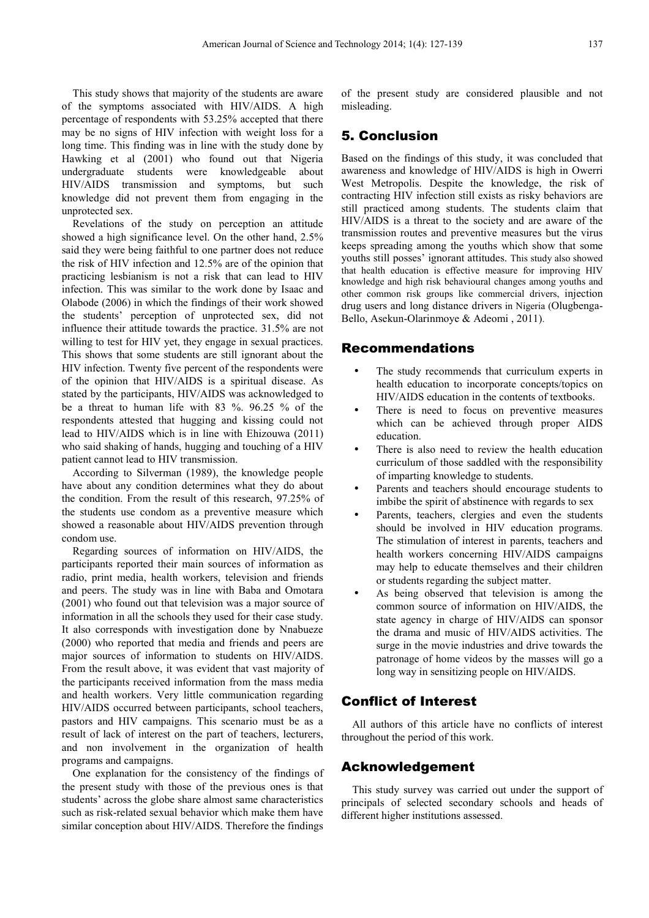This study shows that majority of the students are aware of the symptoms associated with HIV/AIDS. A high percentage of respondents with 53.25% accepted that there may be no signs of HIV infection with weight loss for a long time. This finding was in line with the study done by Hawking et al (2001) who found out that Nigeria undergraduate students were knowledgeable about HIV/AIDS transmission and symptoms, but such knowledge did not prevent them from engaging in the unprotected sex.

Revelations of the study on perception an attitude showed a high significance level. On the other hand, 2.5% said they were being faithful to one partner does not reduce the risk of HIV infection and 12.5% are of the opinion that practicing lesbianism is not a risk that can lead to HIV infection. This was similar to the work done by Isaac and Olabode (2006) in which the findings of their work showed the students' perception of unprotected sex, did not influence their attitude towards the practice. 31.5% are not willing to test for HIV yet, they engage in sexual practices. This shows that some students are still ignorant about the HIV infection. Twenty five percent of the respondents were of the opinion that HIV/AIDS is a spiritual disease. As stated by the participants, HIV/AIDS was acknowledged to be a threat to human life with 83 %. 96.25 % of the respondents attested that hugging and kissing could not lead to HIV/AIDS which is in line with Ehizouwa (2011) who said shaking of hands, hugging and touching of a HIV patient cannot lead to HIV transmission.

According to Silverman (1989), the knowledge people have about any condition determines what they do about the condition. From the result of this research, 97.25% of the students use condom as a preventive measure which showed a reasonable about HIV/AIDS prevention through condom use.

Regarding sources of information on HIV/AIDS, the participants reported their main sources of information as radio, print media, health workers, television and friends and peers. The study was in line with Baba and Omotara (2001) who found out that television was a major source of information in all the schools they used for their case study. It also corresponds with investigation done by Nnabueze (2000) who reported that media and friends and peers are major sources of information to students on HIV/AIDS. From the result above, it was evident that vast majority of the participants received information from the mass media and health workers. Very little communication regarding HIV/AIDS occurred between participants, school teachers, pastors and HIV campaigns. This scenario must be as a result of lack of interest on the part of teachers, lecturers, and non involvement in the organization of health programs and campaigns.

One explanation for the consistency of the findings of the present study with those of the previous ones is that students' across the globe share almost same characteristics such as risk-related sexual behavior which make them have similar conception about HIV/AIDS. Therefore the findings of the present study are considered plausible and not misleading.

## 5. Conclusion

Based on the findings of this study, it was concluded that awareness and knowledge of HIV/AIDS is high in Owerri West Metropolis. Despite the knowledge, the risk of contracting HIV infection still exists as risky behaviors are still practiced among students. The students claim that HIV/AIDS is a threat to the society and are aware of the transmission routes and preventive measures but the virus keeps spreading among the youths which show that some youths still posses' ignorant attitudes. This study also showed that health education is effective measure for improving HIV knowledge and high risk behavioural changes among youths and other common risk groups like commercial drivers, injection drug users and long distance drivers in Nigeria (Olugbenga-Bello, Asekun-Olarinmoye & Adeomi , 2011).

## Recommendations

- The study recommends that curriculum experts in health education to incorporate concepts/topics on HIV/AIDS education in the contents of textbooks.
- There is need to focus on preventive measures which can be achieved through proper AIDS education.
- There is also need to review the health education curriculum of those saddled with the responsibility of imparting knowledge to students.
- Parents and teachers should encourage students to imbibe the spirit of abstinence with regards to sex
- Parents, teachers, clergies and even the students should be involved in HIV education programs. The stimulation of interest in parents, teachers and health workers concerning HIV/AIDS campaigns may help to educate themselves and their children or students regarding the subject matter.
- As being observed that television is among the common source of information on HIV/AIDS, the state agency in charge of HIV/AIDS can sponsor the drama and music of HIV/AIDS activities. The surge in the movie industries and drive towards the patronage of home videos by the masses will go a long way in sensitizing people on HIV/AIDS.

## Conflict of Interest

All authors of this article have no conflicts of interest throughout the period of this work.

## Acknowledgement

This study survey was carried out under the support of principals of selected secondary schools and heads of different higher institutions assessed.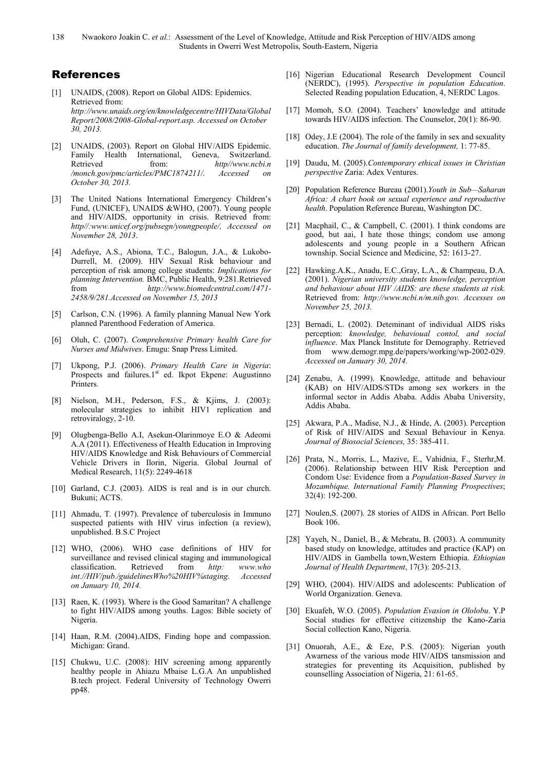## References

[1] UNAIDS, (2008). Report on Global AIDS: Epidemics. Retrieved from: *http://www.unaids.org/en/knowledgecentre/HIVData/Global Report/2008/2008-Global-report.asp. Accessed on October 30, 2013.*

[2] UNAIDS, (2003). Report on Global HIV/AIDS Epidemic. Family Health International, Geneva, Switzerland. Retrieved from: *http//www.ncbi.n /monch.gov/pmc/articles/PMC1874211/. Accessed on October 30, 2013.*

[3] The United Nations International Emergency Children's Fund, (UNICEF), UNAIDS &WHO, (2007). Young people and HIV/AIDS, opportunity in crisis. Retrieved from: *http//:www.unicef.org/pubsegn/youngpeople/, Accessed on November 28, 2013.*

[4] Adefuye, A.S., Abiona, T.C., Balogun, J.A., & Lukobo-Durrell, M. (2009). HIV Sexual Risk behaviour and perception of risk among college students: *Implications for planning Intervention.* BMC, Public Health, 9:281.Retrieved from *http://www.biomedcentral.com/1471-2458/9/281.Accessed on November 15, 2013*

[5] Carlson, C.N. (1996). A family planning Manual New York planned Parenthood Federation of America.

[6] Oluh, C. (2007). *Comprehensive Primary health Care for Nurses and Midwives*. Enugu: Snap Press Limited.

[7] Ukpong, P.J. (2006). *Primary Health Care in Nigeria*: Prospects and failures.1st ed. Ikpot Ekpene: Augustinno Printers.

[8] Nielson, M.H., Pederson, F.S., & Kjims, J. (2003): molecular strategies to inhibit HIV1 replication and retroviralogy, 2-10.

[9] Olugbenga-Bello A.I, Asekun-Olarinmoye E.O & Adeomi A.A (2011). Effectiveness of Health Education in Improving HIV/AIDS Knowledge and Risk Behaviours of Commercial Vehicle Drivers in Ilorin, Nigeria. Global Journal of Medical Research, 11(5): 2249-4618

[10] Garland, C.J. (2003). AIDS is real and is in our church. Bukuni; ACTS.

[11] Ahmadu, T. (1997). Prevalence of tuberculosis in Immuno suspected patients with HIV virus infection (a review), unpublished. B.S.C Project

[12] WHO, (2006). WHO case definitions of HIV for surveillance and revised clinical staging and immunological classification. Retrieved from *http: www.who int.//HIV/pub./guidelinesWho%20HIV%staging. Accessed on January 10, 2014.*

[13] Raen, K. (1993). Where is the Good Samaritan? A challenge to fight HIV/AIDS among youths. Lagos: Bible society of Nigeria.

[14] Haan, R.M. (2004).AIDS, Finding hope and compassion. Michigan: Grand.

[15] Chukwu, U.C. (2008): HIV screening among apparently healthy people in Ahiazu Mbaise L.G.A An unpublished B.tech project. Federal University of Technology Owerri pp48.

[16] Nigerian Educational Research Development Council (NERDC), (1995). *Perspective in population Education*. Selected Reading population Education, 4, NERDC Lagos.

[17] Momoh, S.O. (2004). Teachers' knowledge and attitude towards HIV/AIDS infection. The Counselor, 20(1): 86-90.

[18] Odey, J.E (2004). The role of the family in sex and sexuality education. *The Journal of family development,* 1: 77-85.

[19] Daudu, M. (2005).*Contemporary ethical issues in Christian perspective* Zaria: Adex Ventures.

[20] Population Reference Bureau (2001).*Youth in Sub—Saharan Africa: A chart book on sexual experience and reproductive health*. Population Reference Bureau, Washington DC.

[21] Macphail, C., & Campbell, C. (2001). I think condoms are good, but aai, I hate those things; condom use among adolescents and young people in a Southern African township. Social Science and Medicine, 52: 1613-27.

[22] Hawking.A.K., Anadu, E.C.,Gray, L.A., & Champeau, D.A. (2001). *Nigerian university students knowledge, perception and behaviour about HIV /AIDS: are these students at risk.* Retrieved from: *http://www.ncbi.n/m.nib.gov. Accesses on November 25, 2013.*

[23] Bernadi, L. (2002). Deteminant of individual AIDS risks perception: *knowledge, behavioual contol, and social influence*. Max Planck Institute for Demography. Retrieved from www.demogr.mpg.de/papers/working/wp-2002-029. *Accessed on January 30, 2014.*

[24] Zenabu, A. (1999). Knowledge, attitude and behaviour (KAB) on HIV/AIDS/STDs among sex workers in the informal sector in Addis Ababa. Addis Ababa University, Addis Ababa.

[25] Akwara, P.A., Madise, N.J., & Hinde, A. (2003). Perception of Risk of HIV/AIDS and Sexual Behaviour in Kenya. *Journal of Biosocial Sciences,* 35: 385-411.

[26] Prata, N., Morris, L., Mazive, E., Vahidnia, F., Sterhr,M. (2006). Relationship between HIV Risk Perception and Condom Use: Evidence from a *Population-Based Survey in Mozambique. International Family Planning Prospectives*; 32(4): 192-200.

[27] Noulen,S. (2007). 28 stories of AIDS in African. Port Bello Book 106.

[28] Yayeh, N., Daniel, B., & Mebratu, B. (2003). A community based study on knowledge, attitudes and practice (KAP) on HIV/AIDS in Gambella town,Western Ethiopia. *Ethiopian Journal of Health Department*, 17(3): 205-213.

[29] WHO, (2004). HIV/AIDS and adolescents: Publication of World Organization. Geneva.

[30] Ekuafeh, W.O. (2005). *Population Evasion in Ololobu*. Y.P Social studies for effective citizenship the Kano-Zaria Social collection Kano, Nigeria.

[31] Onuorah, A.E., & Eze, P.S. (2005): Nigerian youth Awarness of the various mode HIV/AIDS tansmission and strategies for preventing its Acquisition, published by counselling Association of Nigeria, 21: 61-65.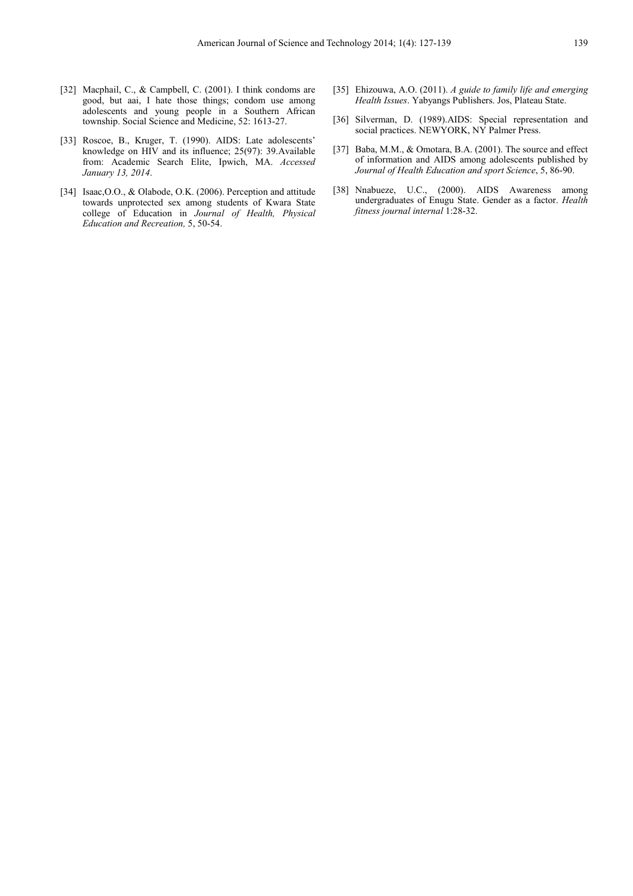[32] Macphail, C., & Campbell, C. (2001). I think condoms are good, but aai, I hate those things; condom use among adolescents and young people in a Southern African township. Social Science and Medicine, 52: 1613-27.

[33] Roscoe, B., Kruger, T. (1990). AIDS: Late adolescents' knowledge on HIV and its influence; 25(97): 39.Available from: Academic Search Elite, Ipwich, MA. *Accessed January 13, 2014*.

[34] Isaac,O.O., & Olabode, O.K. (2006). Perception and attitude towards unprotected sex among students of Kwara State college of Education in *Journal of Health, Physical Education and Recreation,* 5, 50-54.

[35] Ehizouwa, A.O. (2011). *A guide to family life and emerging Health Issues*. Yabyangs Publishers. Jos, Plateau State.

[36] Silverman, D. (1989).AIDS: Special representation and social practices. NEWYORK, NY Palmer Press.

[37] Baba, M.M., & Omotara, B.A. (2001). The source and effect of information and AIDS among adolescents published by *Journal of Health Education and sport Science*, 5, 86-90.

[38] Nnabueze, U.C., (2000). AIDS Awareness among undergraduates of Enugu State. Gender as a factor. *Health fitness journal internal* 1:28-32.